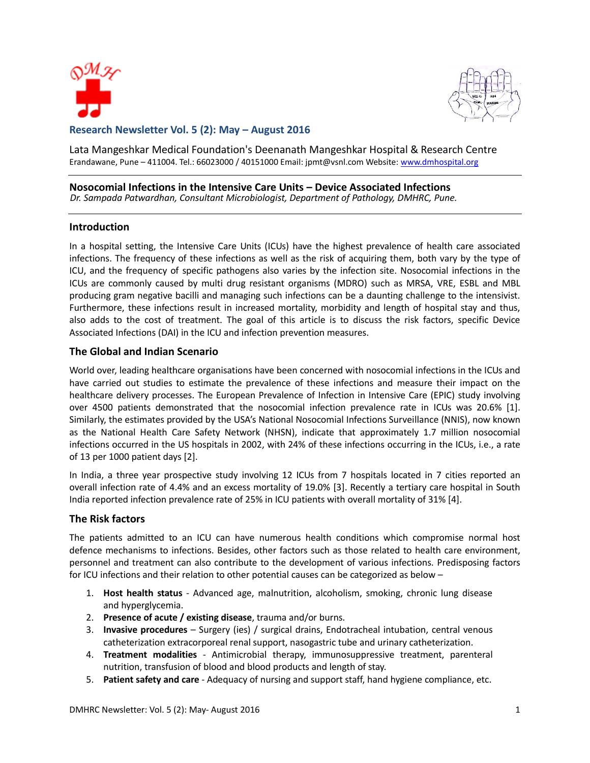**Research Newsletter Vol. 5 (2): May – August 2016**

Lata Mangeshkar Medical Foundation's Deenanath Mangeshkar Hospital & Research Centre
Erandawane, Pune – 411004. Tel.: 66023000 / 40151000 Email: jpmt@vsnl.com Website: www.dmhospital.org

# Nosocomial Infections in the Intensive Care Units – Device Associated Infections

*Dr. Sampada Patwardhan, Consultant Microbiologist, Department of Pathology, DMHRC, Pune.*

## Introduction

In a hospital setting, the Intensive Care Units (ICUs) have the highest prevalence of health care associated infections. The frequency of these infections as well as the risk of acquiring them, both vary by the type of ICU, and the frequency of specific pathogens also varies by the infection site. Nosocomial infections in the ICUs are commonly caused by multi drug resistant organisms (MDRO) such as MRSA, VRE, ESBL and MBL producing gram negative bacilli and managing such infections can be a daunting challenge to the intensivist. Furthermore, these infections result in increased mortality, morbidity and length of hospital stay and thus, also adds to the cost of treatment. The goal of this article is to discuss the risk factors, specific Device Associated Infections (DAI) in the ICU and infection prevention measures.

## The Global and Indian Scenario

World over, leading healthcare organisations have been concerned with nosocomial infections in the ICUs and have carried out studies to estimate the prevalence of these infections and measure their impact on the healthcare delivery processes. The European Prevalence of Infection in Intensive Care (EPIC) study involving over 4500 patients demonstrated that the nosocomial infection prevalence rate in ICUs was 20.6% [1]. Similarly, the estimates provided by the USA's National Nosocomial Infections Surveillance (NNIS), now known as the National Health Care Safety Network (NHSN), indicate that approximately 1.7 million nosocomial infections occurred in the US hospitals in 2002, with 24% of these infections occurring in the ICUs, i.e., a rate of 13 per 1000 patient days [2].

In India, a three year prospective study involving 12 ICUs from 7 hospitals located in 7 cities reported an overall infection rate of 4.4% and an excess mortality of 19.0% [3]. Recently a tertiary care hospital in South India reported infection prevalence rate of 25% in ICU patients with overall mortality of 31% [4].

## The Risk factors

The patients admitted to an ICU can have numerous health conditions which compromise normal host defence mechanisms to infections. Besides, other factors such as those related to health care environment, personnel and treatment can also contribute to the development of various infections. Predisposing factors for ICU infections and their relation to other potential causes can be categorized as below –

1. **Host health status** - Advanced age, malnutrition, alcoholism, smoking, chronic lung disease and hyperglycemia.
2. **Presence of acute / existing disease**, trauma and/or burns.
3. **Invasive procedures** – Surgery (ies) / surgical drains, Endotracheal intubation, central venous catheterization extracorporeal renal support, nasogastric tube and urinary catheterization.
4. **Treatment modalities** - Antimicrobial therapy, immunosuppressive treatment, parenteral nutrition, transfusion of blood and blood products and length of stay.
5. **Patient safety and care** - Adequacy of nursing and support staff, hand hygiene compliance, etc.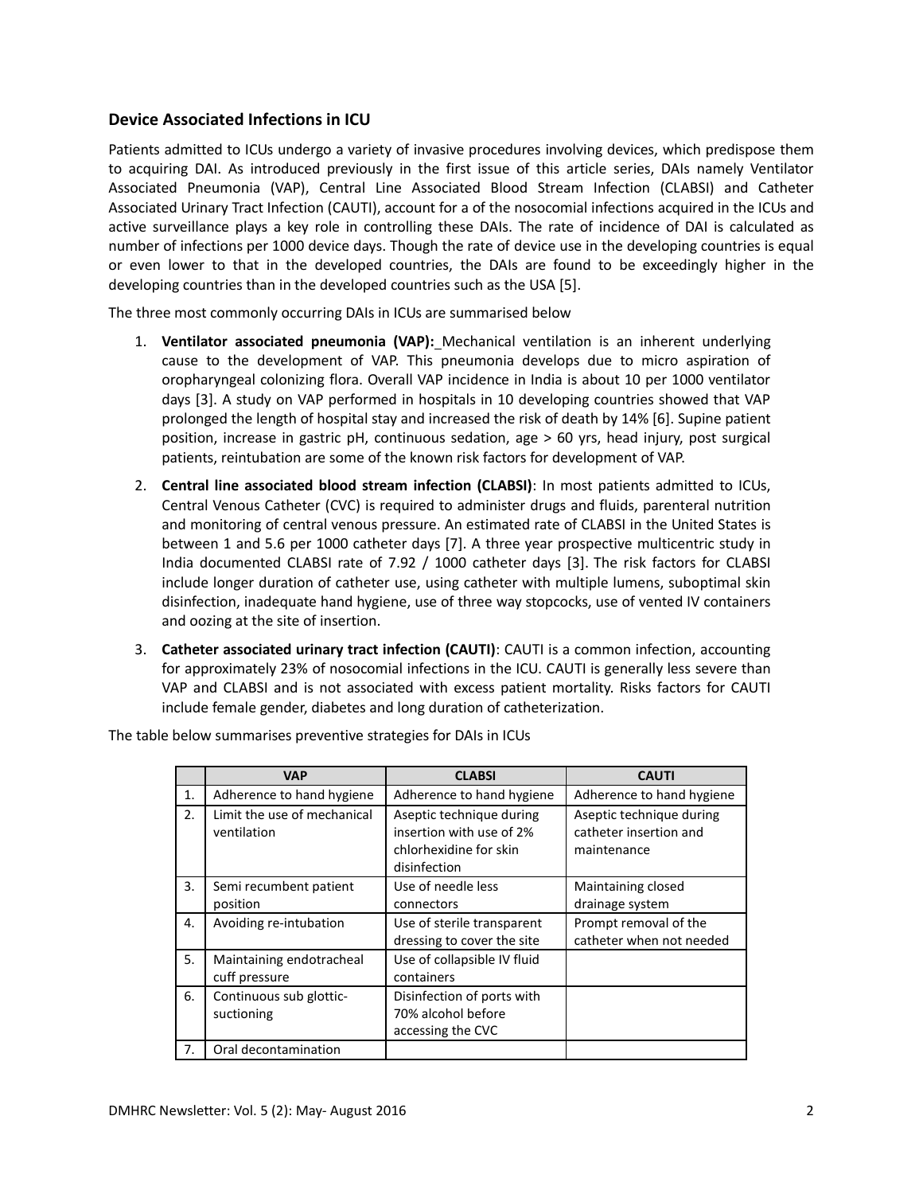### Device Associated Infections in ICU

Patients admitted to ICUs undergo a variety of invasive procedures involving devices, which predispose them to acquiring DAI. As introduced previously in the first issue of this article series, DAIs namely Ventilator Associated Pneumonia (VAP), Central Line Associated Blood Stream Infection (CLABSI) and Catheter Associated Urinary Tract Infection (CAUTI), account for a of the nosocomial infections acquired in the ICUs and active surveillance plays a key role in controlling these DAIs. The rate of incidence of DAI is calculated as number of infections per 1000 device days. Though the rate of device use in the developing countries is equal or even lower to that in the developed countries, the DAIs are found to be exceedingly higher in the developing countries than in the developed countries such as the USA [5].

The three most commonly occurring DAIs in ICUs are summarised below

1. **Ventilator associated pneumonia (VAP):** Mechanical ventilation is an inherent underlying cause to the development of VAP. This pneumonia develops due to micro aspiration of oropharyngeal colonizing flora. Overall VAP incidence in India is about 10 per 1000 ventilator days [3]. A study on VAP performed in hospitals in 10 developing countries showed that VAP prolonged the length of hospital stay and increased the risk of death by 14% [6]. Supine patient position, increase in gastric pH, continuous sedation, age > 60 yrs, head injury, post surgical patients, reintubation are some of the known risk factors for development of VAP.
2. **Central line associated blood stream infection (CLABSI)**: In most patients admitted to ICUs, Central Venous Catheter (CVC) is required to administer drugs and fluids, parenteral nutrition and monitoring of central venous pressure. An estimated rate of CLABSI in the United States is between 1 and 5.6 per 1000 catheter days [7]. A three year prospective multicentric study in India documented CLABSI rate of 7.92 / 1000 catheter days [3]. The risk factors for CLABSI include longer duration of catheter use, using catheter with multiple lumens, suboptimal skin disinfection, inadequate hand hygiene, use of three way stopcocks, use of vented IV containers and oozing at the site of insertion.
3. **Catheter associated urinary tract infection (CAUTI)**: CAUTI is a common infection, accounting for approximately 23% of nosocomial infections in the ICU. CAUTI is generally less severe than VAP and CLABSI and is not associated with excess patient mortality. Risks factors for CAUTI include female gender, diabetes and long duration of catheterization.

The table below summarises preventive strategies for DAIs in ICUs

| | VAP | CLABSI | CAUTI |
|---|---|---|---|
| 1. | Adherence to hand hygiene | Adherence to hand hygiene | Adherence to hand hygiene |
| 2. | Limit the use of mechanical ventilation | Aseptic technique during insertion with use of 2% chlorhexidine for skin disinfection | Aseptic technique during catheter insertion and maintenance |
| 3. | Semi recumbent patient position | Use of needle less connectors | Maintaining closed drainage system |
| 4. | Avoiding re-intubation | Use of sterile transparent dressing to cover the site | Prompt removal of the catheter when not needed |
| 5. | Maintaining endotracheal cuff pressure | Use of collapsible IV fluid containers | |
| 6. | Continuous sub glottic-suctioning | Disinfection of ports with 70% alcohol before accessing the CVC | |
| 7. | Oral decontamination | | |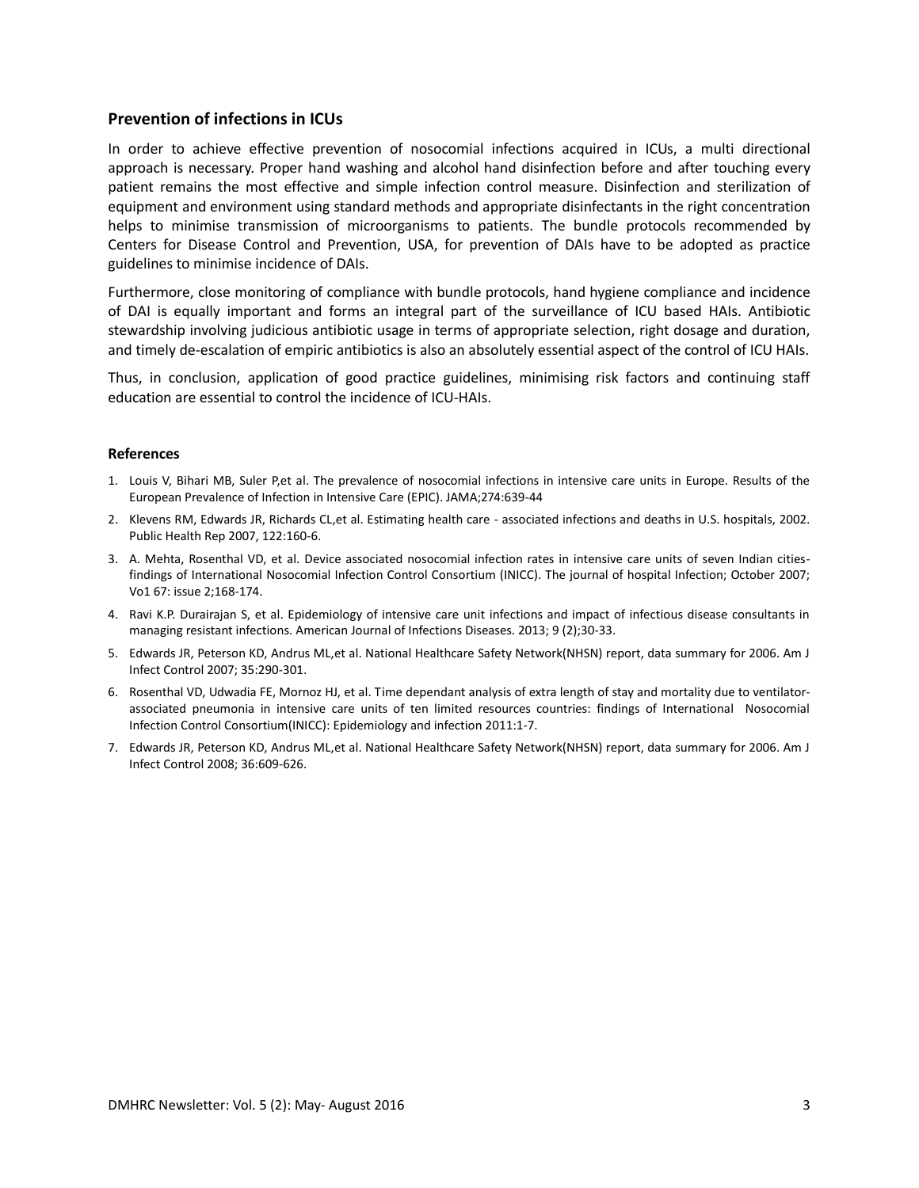### Prevention of infections in ICUs

In order to achieve effective prevention of nosocomial infections acquired in ICUs, a multi directional approach is necessary. Proper hand washing and alcohol hand disinfection before and after touching every patient remains the most effective and simple infection control measure. Disinfection and sterilization of equipment and environment using standard methods and appropriate disinfectants in the right concentration helps to minimise transmission of microorganisms to patients. The bundle protocols recommended by Centers for Disease Control and Prevention, USA, for prevention of DAIs have to be adopted as practice guidelines to minimise incidence of DAIs.

Furthermore, close monitoring of compliance with bundle protocols, hand hygiene compliance and incidence of DAI is equally important and forms an integral part of the surveillance of ICU based HAIs. Antibiotic stewardship involving judicious antibiotic usage in terms of appropriate selection, right dosage and duration, and timely de-escalation of empiric antibiotics is also an absolutely essential aspect of the control of ICU HAIs.

Thus, in conclusion, application of good practice guidelines, minimising risk factors and continuing staff education are essential to control the incidence of ICU-HAIs.

#### References

1. Louis V, Bihari MB, Suler P,et al. The prevalence of nosocomial infections in intensive care units in Europe. Results of the European Prevalence of Infection in Intensive Care (EPIC). JAMA;274:639-44
2. Klevens RM, Edwards JR, Richards CL,et al. Estimating health care - associated infections and deaths in U.S. hospitals, 2002. Public Health Rep 2007, 122:160-6.
3. A. Mehta, Rosenthal VD, et al. Device associated nosocomial infection rates in intensive care units of seven Indian cities-findings of International Nosocomial Infection Control Consortium (INICC). The journal of hospital Infection; October 2007; Vo1 67: issue 2;168-174.
4. Ravi K.P. Durairajan S, et al. Epidemiology of intensive care unit infections and impact of infectious disease consultants in managing resistant infections. American Journal of Infections Diseases. 2013; 9 (2);30-33.
5. Edwards JR, Peterson KD, Andrus ML,et al. National Healthcare Safety Network(NHSN) report, data summary for 2006. Am J Infect Control 2007; 35:290-301.
6. Rosenthal VD, Udwadia FE, Mornoz HJ, et al. Time dependant analysis of extra length of stay and mortality due to ventilator-associated pneumonia in intensive care units of ten limited resources countries: findings of International Nosocomial Infection Control Consortium(INICC): Epidemiology and infection 2011:1-7.
7. Edwards JR, Peterson KD, Andrus ML,et al. National Healthcare Safety Network(NHSN) report, data summary for 2006. Am J Infect Control 2008; 36:609-626.